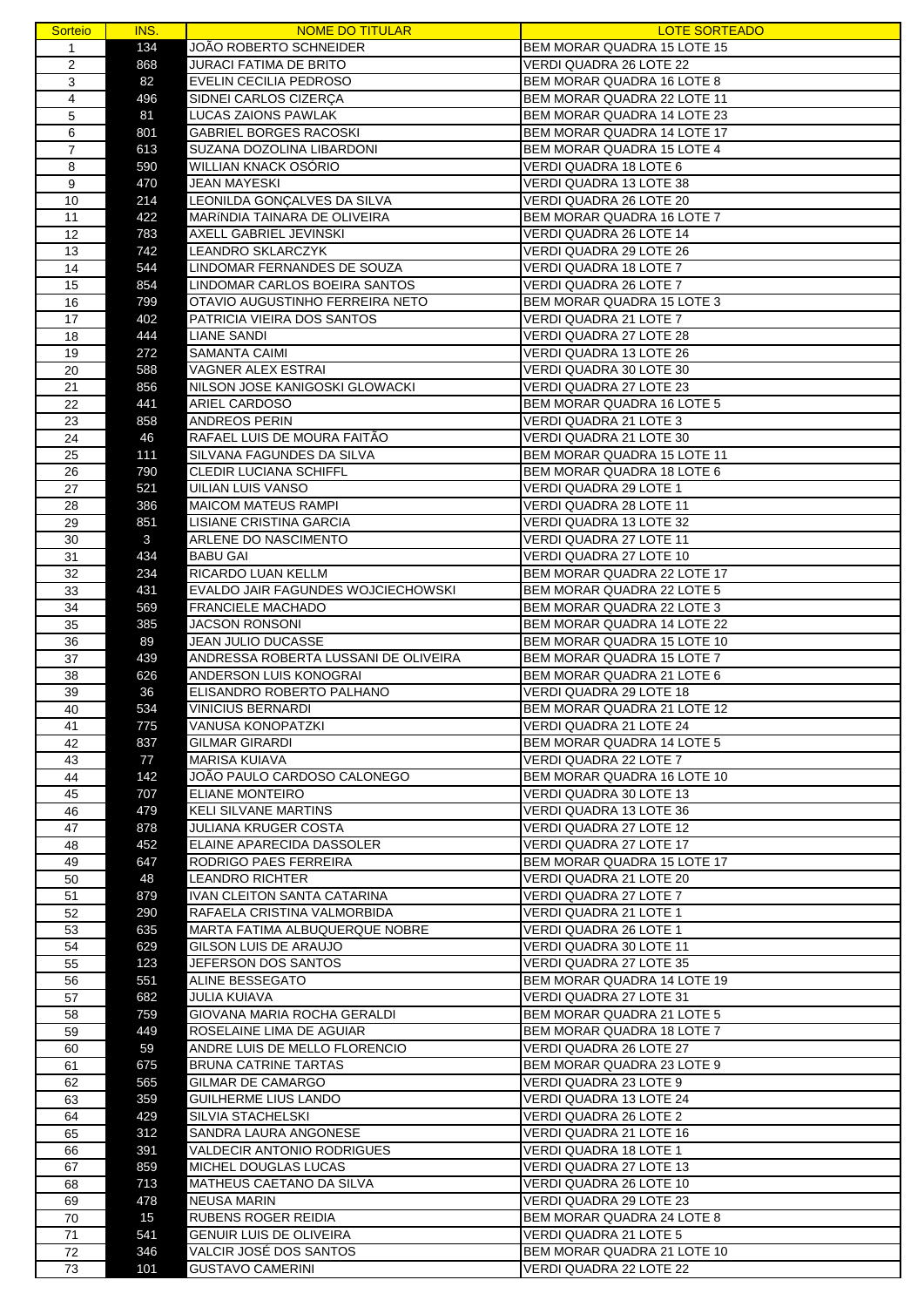| Sorteio | INS. | NOME DO TITULAR | LOTE SORTEADO |
|---|---|---|---|
| 1 | 134 | JOÃO ROBERTO SCHNEIDER | BEM MORAR QUADRA 15 LOTE 15 |
| 2 | 868 | JURACI FATIMA DE BRITO | VERDI QUADRA 26 LOTE 22 |
| 3 | 82 | EVELIN CECILIA PEDROSO | BEM MORAR QUADRA 16 LOTE 8 |
| 4 | 496 | SIDNEI CARLOS CIZERÇA | BEM MORAR QUADRA 22 LOTE 11 |
| 5 | 81 | LUCAS ZAIONS PAWLAK | BEM MORAR QUADRA 14 LOTE 23 |
| 6 | 801 | GABRIEL BORGES RACOSKI | BEM MORAR QUADRA 14 LOTE 17 |
| 7 | 613 | SUZANA DOZOLINA LIBARDONI | BEM MORAR QUADRA 15 LOTE 4 |
| 8 | 590 | WILLIAN KNACK OSÓRIO | VERDI QUADRA 18 LOTE 6 |
| 9 | 470 | JEAN MAYESKI | VERDI QUADRA 13 LOTE 38 |
| 10 | 214 | LEONILDA GONÇALVES DA SILVA | VERDI QUADRA 26 LOTE 20 |
| 11 | 422 | MARÍNDIA TAINARA DE OLIVEIRA | BEM MORAR QUADRA 16 LOTE 7 |
| 12 | 783 | AXELL GABRIEL JEVINSKI | VERDI QUADRA 26 LOTE 14 |
| 13 | 742 | LEANDRO SKLARCZYK | VERDI QUADRA 29 LOTE 26 |
| 14 | 544 | LINDOMAR FERNANDES DE SOUZA | VERDI QUADRA 18 LOTE 7 |
| 15 | 854 | LINDOMAR CARLOS BOEIRA SANTOS | VERDI QUADRA 26 LOTE 7 |
| 16 | 799 | OTAVIO AUGUSTINHO FERREIRA NETO | BEM MORAR QUADRA 15 LOTE 3 |
| 17 | 402 | PATRICIA VIEIRA DOS SANTOS | VERDI QUADRA 21 LOTE 7 |
| 18 | 444 | LIANE SANDI | VERDI QUADRA 27 LOTE 28 |
| 19 | 272 | SAMANTA CAIMI | VERDI QUADRA 13 LOTE 26 |
| 20 | 588 | VAGNER ALEX ESTRAI | VERDI QUADRA 30 LOTE 30 |
| 21 | 856 | NILSON JOSE KANIGOSKI GLOWACKI | VERDI QUADRA 27 LOTE 23 |
| 22 | 441 | ARIEL CARDOSO | BEM MORAR QUADRA 16 LOTE 5 |
| 23 | 858 | ANDREOS PERIN | VERDI QUADRA 21 LOTE 3 |
| 24 | 46 | RAFAEL LUIS DE MOURA FAITÃO | VERDI QUADRA 21 LOTE 30 |
| 25 | 111 | SILVANA FAGUNDES DA SILVA | BEM MORAR QUADRA 15 LOTE 11 |
| 26 | 790 | CLEDIR LUCIANA SCHIFFL | BEM MORAR QUADRA 18 LOTE 6 |
| 27 | 521 | UILIAN LUIS VANSO | VERDI QUADRA 29 LOTE 1 |
| 28 | 386 | MAICOM MATEUS RAMPI | VERDI QUADRA 28 LOTE 11 |
| 29 | 851 | LISIANE CRISTINA GARCIA | VERDI QUADRA 13 LOTE 32 |
| 30 | 3 | ARLENE DO NASCIMENTO | VERDI QUADRA 27 LOTE 11 |
| 31 | 434 | BABU GAI | VERDI QUADRA 27 LOTE 10 |
| 32 | 234 | RICARDO LUAN KELLM | BEM MORAR QUADRA 22 LOTE 17 |
| 33 | 431 | EVALDO JAIR FAGUNDES WOJCIECHOWSKI | BEM MORAR QUADRA 22 LOTE 5 |
| 34 | 569 | FRANCIELE MACHADO | BEM MORAR QUADRA 22 LOTE 3 |
| 35 | 385 | JACSON RONSONI | BEM MORAR QUADRA 14 LOTE 22 |
| 36 | 89 | JEAN JULIO DUCASSE | BEM MORAR QUADRA 15 LOTE 10 |
| 37 | 439 | ANDRESSA ROBERTA LUSSANI DE OLIVEIRA | BEM MORAR QUADRA 15 LOTE 7 |
| 38 | 626 | ANDERSON LUIS KONOGRAI | BEM MORAR QUADRA 21 LOTE 6 |
| 39 | 36 | ELISANDRO ROBERTO PALHANO | VERDI QUADRA 29 LOTE 18 |
| 40 | 534 | VINICIUS BERNARDI | BEM MORAR QUADRA 21 LOTE 12 |
| 41 | 775 | VANUSA KONOPATZKI | VERDI QUADRA 21 LOTE 24 |
| 42 | 837 | GILMAR GIRARDI | BEM MORAR QUADRA 14 LOTE 5 |
| 43 | 77 | MARISA KUIAVA | VERDI QUADRA 22 LOTE 7 |
| 44 | 142 | JOÃO PAULO CARDOSO CALONEGO | BEM MORAR QUADRA 16 LOTE 10 |
| 45 | 707 | ELIANE MONTEIRO | VERDI QUADRA 30 LOTE 13 |
| 46 | 479 | KELI SILVANE MARTINS | VERDI QUADRA 13 LOTE 36 |
| 47 | 878 | JULIANA KRUGER COSTA | VERDI QUADRA 27 LOTE 12 |
| 48 | 452 | ELAINE APARECIDA DASSOLER | VERDI QUADRA 27 LOTE 17 |
| 49 | 647 | RODRIGO PAES FERREIRA | BEM MORAR QUADRA 15 LOTE 17 |
| 50 | 48 | LEANDRO RICHTER | VERDI QUADRA 21 LOTE 20 |
| 51 | 879 | IVAN CLEITON SANTA CATARINA | VERDI QUADRA 27 LOTE 7 |
| 52 | 290 | RAFAELA CRISTINA VALMORBIDA | VERDI QUADRA 21 LOTE 1 |
| 53 | 635 | MARTA FATIMA ALBUQUERQUE NOBRE | VERDI QUADRA 26 LOTE 1 |
| 54 | 629 | GILSON LUIS DE ARAUJO | VERDI QUADRA 30 LOTE 11 |
| 55 | 123 | JEFERSON DOS SANTOS | VERDI QUADRA 27 LOTE 35 |
| 56 | 551 | ALINE BESSEGATO | BEM MORAR QUADRA 14 LOTE 19 |
| 57 | 682 | JULIA KUIAVA | VERDI QUADRA 27 LOTE 31 |
| 58 | 759 | GIOVANA MARIA ROCHA GERALDI | BEM MORAR QUADRA 21 LOTE 5 |
| 59 | 449 | ROSELAINE LIMA DE AGUIAR | BEM MORAR QUADRA 18 LOTE 7 |
| 60 | 59 | ANDRE LUIS DE MELLO FLORENCIO | VERDI QUADRA 26 LOTE 27 |
| 61 | 675 | BRUNA CATRINE TARTAS | BEM MORAR QUADRA 23 LOTE 9 |
| 62 | 565 | GILMAR DE CAMARGO | VERDI QUADRA 23 LOTE 9 |
| 63 | 359 | GUILHERME LIUS LANDO | VERDI QUADRA 13 LOTE 24 |
| 64 | 429 | SILVIA STACHELSKI | VERDI QUADRA 26 LOTE 2 |
| 65 | 312 | SANDRA LAURA ANGONESE | VERDI QUADRA 21 LOTE 16 |
| 66 | 391 | VALDECIR ANTONIO RODRIGUES | VERDI QUADRA 18 LOTE 1 |
| 67 | 859 | MICHEL DOUGLAS LUCAS | VERDI QUADRA 27 LOTE 13 |
| 68 | 713 | MATHEUS CAETANO DA SILVA | VERDI QUADRA 26 LOTE 10 |
| 69 | 478 | NEUSA MARIN | VERDI QUADRA 29 LOTE 23 |
| 70 | 15 | RUBENS ROGER REIDIA | BEM MORAR QUADRA 24 LOTE 8 |
| 71 | 541 | GENUIR LUIS DE OLIVEIRA | VERDI QUADRA 21 LOTE 5 |
| 72 | 346 | VALCIR JOSÉ DOS SANTOS | BEM MORAR QUADRA 21 LOTE 10 |
| 73 | 101 | GUSTAVO CAMERINI | VERDI QUADRA 22 LOTE 22 |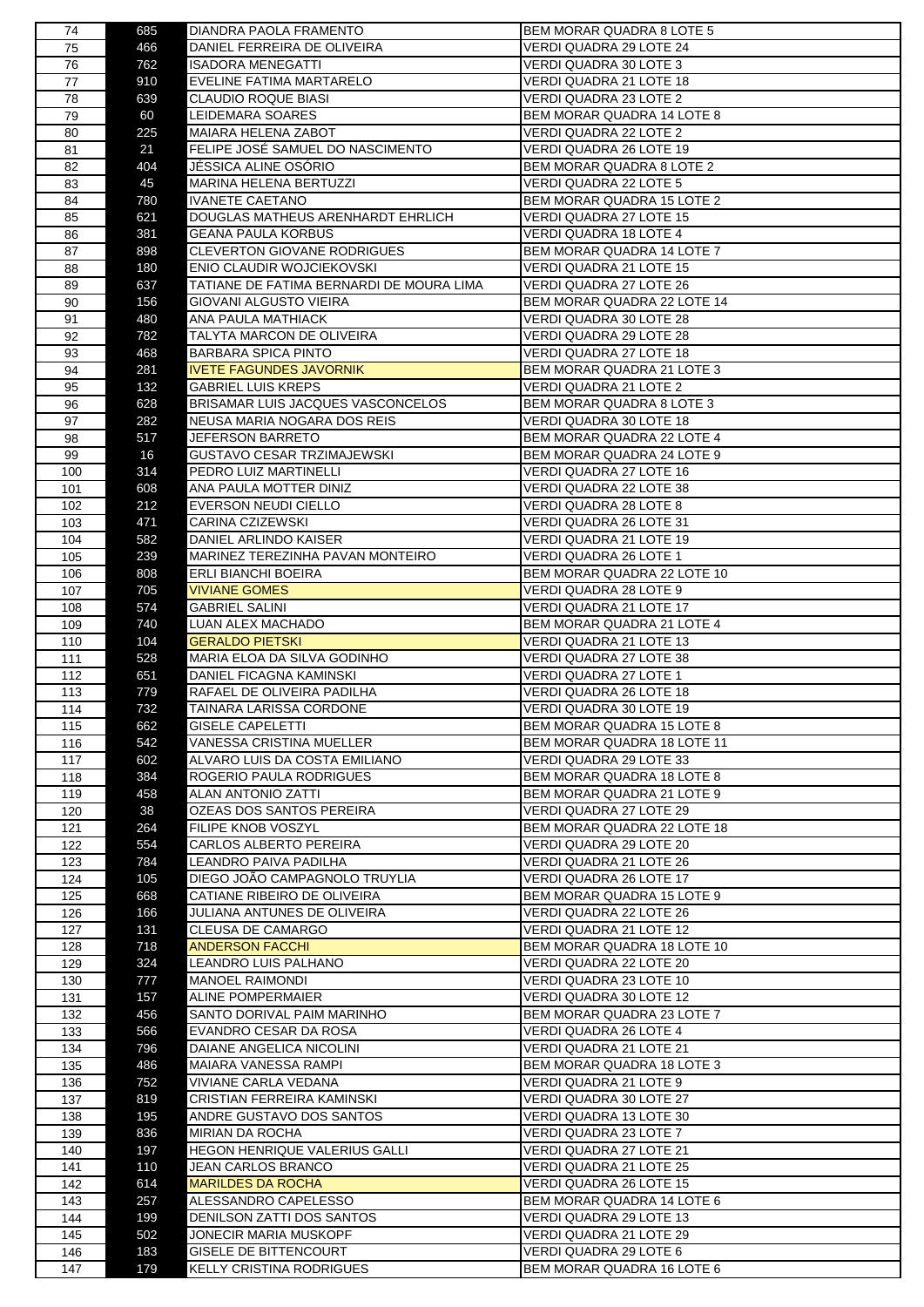| | | | |
|---|---|---|---|
| 74 | 685 | DIANDRA PAOLA FRAMENTO | BEM MORAR QUADRA 8 LOTE 5 |
| 75 | 466 | DANIEL FERREIRA DE OLIVEIRA | VERDI QUADRA 29 LOTE 24 |
| 76 | 762 | ISADORA MENEGATTI | VERDI QUADRA 30 LOTE 3 |
| 77 | 910 | EVELINE FATIMA MARTARELO | VERDI QUADRA 21 LOTE 18 |
| 78 | 639 | CLAUDIO ROQUE BIASI | VERDI QUADRA 23 LOTE 2 |
| 79 | 60 | LEIDEMARA SOARES | BEM MORAR QUADRA 14 LOTE 8 |
| 80 | 225 | MAIARA HELENA ZABOT | VERDI QUADRA 22 LOTE 2 |
| 81 | 21 | FELIPE JOSÉ SAMUEL DO NASCIMENTO | VERDI QUADRA 26 LOTE 19 |
| 82 | 404 | JÉSSICA ALINE OSÓRIO | BEM MORAR QUADRA 8 LOTE 2 |
| 83 | 45 | MARINA HELENA BERTUZZI | VERDI QUADRA 22 LOTE 5 |
| 84 | 780 | IVANETE CAETANO | BEM MORAR QUADRA 15 LOTE 2 |
| 85 | 621 | DOUGLAS MATHEUS ARENHARDT EHRLICH | VERDI QUADRA 27 LOTE 15 |
| 86 | 381 | GEANA PAULA KORBUS | VERDI QUADRA 18 LOTE 4 |
| 87 | 898 | CLEVERTON GIOVANE RODRIGUES | BEM MORAR QUADRA 14 LOTE 7 |
| 88 | 180 | ENIO CLAUDIR WOJCIEKOVSKI | VERDI QUADRA 21 LOTE 15 |
| 89 | 637 | TATIANE DE FATIMA BERNARDI DE MOURA LIMA | VERDI QUADRA 27 LOTE 26 |
| 90 | 156 | GIOVANI ALGUSTO VIEIRA | BEM MORAR QUADRA 22 LOTE 14 |
| 91 | 480 | ANA PAULA MATHIACK | VERDI QUADRA 30 LOTE 28 |
| 92 | 782 | TALYTA MARCON DE OLIVEIRA | VERDI QUADRA 29 LOTE 28 |
| 93 | 468 | BARBARA SPICA PINTO | VERDI QUADRA 27 LOTE 18 |
| 94 | 281 | IVETE FAGUNDES JAVORNIK | BEM MORAR QUADRA 21 LOTE 3 |
| 95 | 132 | GABRIEL LUIS KREPS | VERDI QUADRA 21 LOTE 2 |
| 96 | 628 | BRISAMAR LUIS JACQUES VASCONCELOS | BEM MORAR QUADRA 8 LOTE 3 |
| 97 | 282 | NEUSA MARIA NOGARA DOS REIS | VERDI QUADRA 30 LOTE 18 |
| 98 | 517 | JEFERSON BARRETO | BEM MORAR QUADRA 22 LOTE 4 |
| 99 | 16 | GUSTAVO CESAR TRZIMAJEWSKI | BEM MORAR QUADRA 24 LOTE 9 |
| 100 | 314 | PEDRO LUIZ MARTINELLI | VERDI QUADRA 27 LOTE 16 |
| 101 | 608 | ANA PAULA MOTTER DINIZ | VERDI QUADRA 22 LOTE 38 |
| 102 | 212 | EVERSON NEUDI CIELLO | VERDI QUADRA 28 LOTE 8 |
| 103 | 471 | CARINA CZIZEWSKI | VERDI QUADRA 26 LOTE 31 |
| 104 | 582 | DANIEL ARLINDO KAISER | VERDI QUADRA 21 LOTE 19 |
| 105 | 239 | MARINEZ TEREZINHA PAVAN MONTEIRO | VERDI QUADRA 26 LOTE 1 |
| 106 | 808 | ERLI BIANCHI BOEIRA | BEM MORAR QUADRA 22 LOTE 10 |
| 107 | 705 | VIVIANE GOMES | VERDI QUADRA 28 LOTE 9 |
| 108 | 574 | GABRIEL SALINI | VERDI QUADRA 21 LOTE 17 |
| 109 | 740 | LUAN ALEX MACHADO | BEM MORAR QUADRA 21 LOTE 4 |
| 110 | 104 | GERALDO PIETSKI | VERDI QUADRA 21 LOTE 13 |
| 111 | 528 | MARIA ELOA DA SILVA GODINHO | VERDI QUADRA 27 LOTE 38 |
| 112 | 651 | DANIEL FICAGNA KAMINSKI | VERDI QUADRA 27 LOTE 1 |
| 113 | 779 | RAFAEL DE OLIVEIRA PADILHA | VERDI QUADRA 26 LOTE 18 |
| 114 | 732 | TAINARA LARISSA CORDONE | VERDI QUADRA 30 LOTE 19 |
| 115 | 662 | GISELE CAPELETTI | BEM MORAR QUADRA 15 LOTE 8 |
| 116 | 542 | VANESSA CRISTINA MUELLER | BEM MORAR QUADRA 18 LOTE 11 |
| 117 | 602 | ALVARO LUIS DA COSTA EMILIANO | VERDI QUADRA 29 LOTE 33 |
| 118 | 384 | ROGERIO PAULA RODRIGUES | BEM MORAR QUADRA 18 LOTE 8 |
| 119 | 458 | ALAN ANTONIO ZATTI | BEM MORAR QUADRA 21 LOTE 9 |
| 120 | 38 | OZEAS DOS SANTOS PEREIRA | VERDI QUADRA 27 LOTE 29 |
| 121 | 264 | FILIPE KNOB VOSZYL | BEM MORAR QUADRA 22 LOTE 18 |
| 122 | 554 | CARLOS ALBERTO PEREIRA | VERDI QUADRA 29 LOTE 20 |
| 123 | 784 | LEANDRO PAIVA PADILHA | VERDI QUADRA 21 LOTE 26 |
| 124 | 105 | DIEGO JOÃO CAMPAGNOLO TRUYLIA | VERDI QUADRA 26 LOTE 17 |
| 125 | 668 | CATIANE RIBEIRO DE OLIVEIRA | BEM MORAR QUADRA 15 LOTE 9 |
| 126 | 166 | JULIANA ANTUNES DE OLIVEIRA | VERDI QUADRA 22 LOTE 26 |
| 127 | 131 | CLEUSA DE CAMARGO | VERDI QUADRA 21 LOTE 12 |
| 128 | 718 | ANDERSON FACCHI | BEM MORAR QUADRA 18 LOTE 10 |
| 129 | 324 | LEANDRO LUIS PALHANO | VERDI QUADRA 22 LOTE 20 |
| 130 | 777 | MANOEL RAIMONDI | VERDI QUADRA 23 LOTE 10 |
| 131 | 157 | ALINE POMPERMAIER | VERDI QUADRA 30 LOTE 12 |
| 132 | 456 | SANTO DORIVAL PAIM MARINHO | BEM MORAR QUADRA 23 LOTE 7 |
| 133 | 566 | EVANDRO CESAR DA ROSA | VERDI QUADRA 26 LOTE 4 |
| 134 | 796 | DAIANE ANGELICA NICOLINI | VERDI QUADRA 21 LOTE 21 |
| 135 | 486 | MAIARA VANESSA RAMPI | BEM MORAR QUADRA 18 LOTE 3 |
| 136 | 752 | VIVIANE CARLA VEDANA | VERDI QUADRA 21 LOTE 9 |
| 137 | 819 | CRISTIAN FERREIRA KAMINSKI | VERDI QUADRA 30 LOTE 27 |
| 138 | 195 | ANDRE GUSTAVO DOS SANTOS | VERDI QUADRA 13 LOTE 30 |
| 139 | 836 | MIRIAN DA ROCHA | VERDI QUADRA 23 LOTE 7 |
| 140 | 197 | HEGON HENRIQUE VALERIUS GALLI | VERDI QUADRA 27 LOTE 21 |
| 141 | 110 | JEAN CARLOS BRANCO | VERDI QUADRA 21 LOTE 25 |
| 142 | 614 | MARILDES DA ROCHA | VERDI QUADRA 26 LOTE 15 |
| 143 | 257 | ALESSANDRO CAPELESSO | BEM MORAR QUADRA 14 LOTE 6 |
| 144 | 199 | DENILSON ZATTI DOS SANTOS | VERDI QUADRA 29 LOTE 13 |
| 145 | 502 | JONECIR MARIA MUSKOPF | VERDI QUADRA 21 LOTE 29 |
| 146 | 183 | GISELE DE BITTENCOURT | VERDI QUADRA 29 LOTE 6 |
| 147 | 179 | KELLY CRISTINA RODRIGUES | BEM MORAR QUADRA 16 LOTE 6 |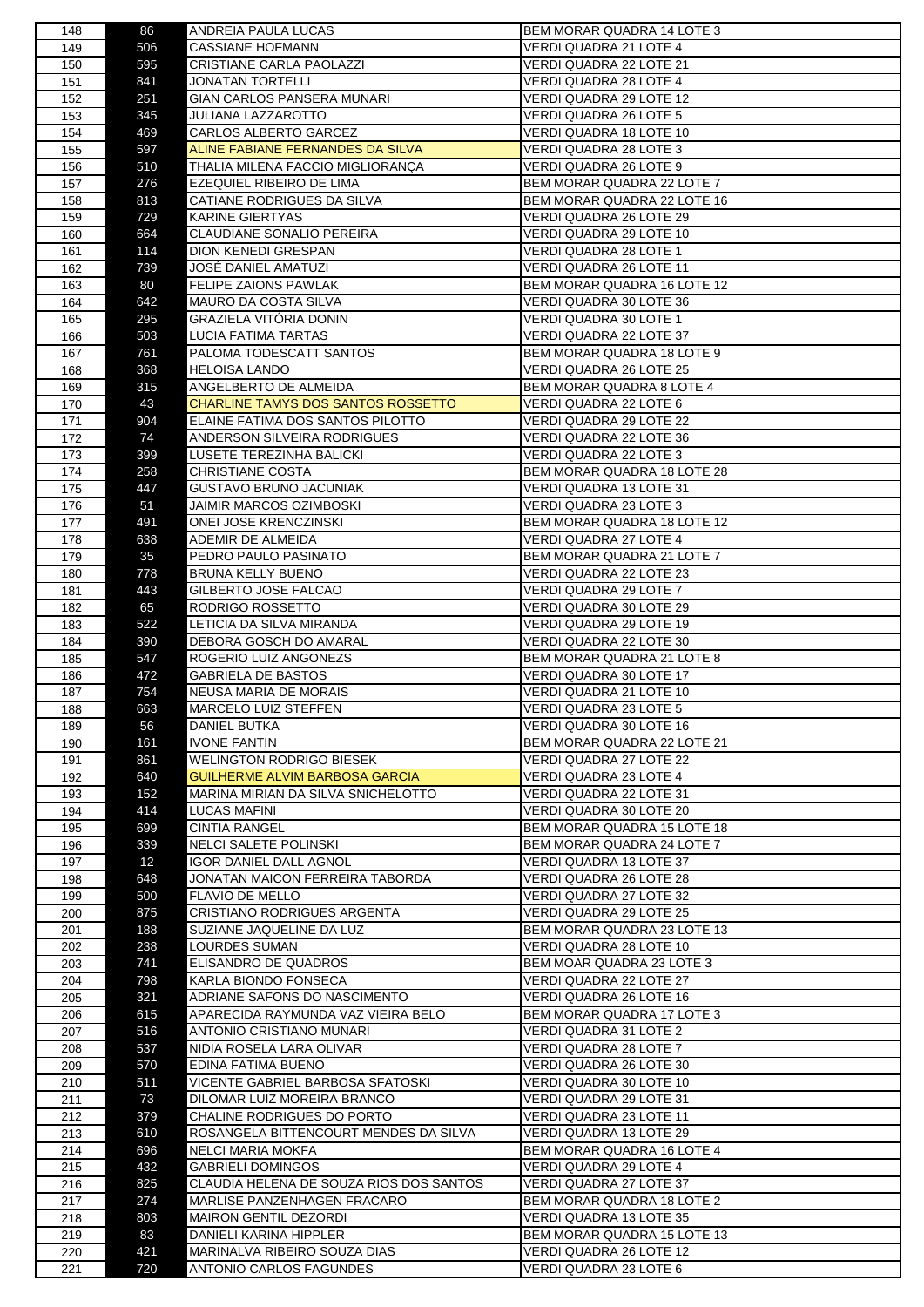| | | | |
|---|---|---|---|
| 148 | 86 | ANDREIA PAULA LUCAS | BEM MORAR QUADRA 14 LOTE 3 |
| 149 | 506 | CASSIANE HOFMANN | VERDI QUADRA 21 LOTE 4 |
| 150 | 595 | CRISTIANE CARLA PAOLAZZI | VERDI QUADRA 22 LOTE 21 |
| 151 | 841 | JONATAN TORTELLI | VERDI QUADRA 28 LOTE 4 |
| 152 | 251 | GIAN CARLOS PANSERA MUNARI | VERDI QUADRA 29 LOTE 12 |
| 153 | 345 | JULIANA LAZZAROTTO | VERDI QUADRA 26 LOTE 5 |
| 154 | 469 | CARLOS ALBERTO GARCEZ | VERDI QUADRA 18 LOTE 10 |
| 155 | 597 | ALINE FABIANE FERNANDES DA SILVA | VERDI QUADRA 28 LOTE 3 |
| 156 | 510 | THALIA MILENA FACCIO MIGLIORANÇA | VERDI QUADRA 26 LOTE 9 |
| 157 | 276 | EZEQUIEL RIBEIRO DE LIMA | BEM MORAR QUADRA 22 LOTE 7 |
| 158 | 813 | CATIANE RODRIGUES DA SILVA | BEM MORAR QUADRA 22 LOTE 16 |
| 159 | 729 | KARINE GIERTYAS | VERDI QUADRA 26 LOTE 29 |
| 160 | 664 | CLAUDIANE SONALIO PEREIRA | VERDI QUADRA 29 LOTE 10 |
| 161 | 114 | DION KENEDI GRESPAN | VERDI QUADRA 28 LOTE 1 |
| 162 | 739 | JOSÉ DANIEL AMATUZI | VERDI QUADRA 26 LOTE 11 |
| 163 | 80 | FELIPE ZAIONS PAWLAK | BEM MORAR QUADRA 16 LOTE 12 |
| 164 | 642 | MAURO DA COSTA SILVA | VERDI QUADRA 30 LOTE 36 |
| 165 | 295 | GRAZIELA VITÓRIA DONIN | VERDI QUADRA 30 LOTE 1 |
| 166 | 503 | LUCIA FATIMA TARTAS | VERDI QUADRA 22 LOTE 37 |
| 167 | 761 | PALOMA TODESCATT SANTOS | BEM MORAR QUADRA 18 LOTE 9 |
| 168 | 368 | HELOISA LANDO | VERDI QUADRA 26 LOTE 25 |
| 169 | 315 | ANGELBERTO DE ALMEIDA | BEM MORAR QUADRA 8 LOTE 4 |
| 170 | 43 | CHARLINE TAMYS DOS SANTOS ROSSETTO | VERDI QUADRA 22 LOTE 6 |
| 171 | 904 | ELAINE FATIMA DOS SANTOS PILOTTO | VERDI QUADRA 29 LOTE 22 |
| 172 | 74 | ANDERSON SILVEIRA RODRIGUES | VERDI QUADRA 22 LOTE 36 |
| 173 | 399 | LUSETE TEREZINHA BALICKI | VERDI QUADRA 22 LOTE 3 |
| 174 | 258 | CHRISTIANE COSTA | BEM MORAR QUADRA 18 LOTE 28 |
| 175 | 447 | GUSTAVO BRUNO JACUNIAK | VERDI QUADRA 13 LOTE 31 |
| 176 | 51 | JAIMIR MARCOS OZIMBOSKI | VERDI QUADRA 23 LOTE 3 |
| 177 | 491 | ONEI JOSE KRENCZINSKI | BEM MORAR QUADRA 18 LOTE 12 |
| 178 | 638 | ADEMIR DE ALMEIDA | VERDI QUADRA 27 LOTE 4 |
| 179 | 35 | PEDRO PAULO PASINATO | BEM MORAR QUADRA 21 LOTE 7 |
| 180 | 778 | BRUNA KELLY BUENO | VERDI QUADRA 22 LOTE 23 |
| 181 | 443 | GILBERTO JOSE FALCAO | VERDI QUADRA 29 LOTE 7 |
| 182 | 65 | RODRIGO ROSSETTO | VERDI QUADRA 30 LOTE 29 |
| 183 | 522 | LETICIA DA SILVA MIRANDA | VERDI QUADRA 29 LOTE 19 |
| 184 | 390 | DEBORA GOSCH DO AMARAL | VERDI QUADRA 22 LOTE 30 |
| 185 | 547 | ROGERIO LUIZ ANGONEZS | BEM MORAR QUADRA 21 LOTE 8 |
| 186 | 472 | GABRIELA DE BASTOS | VERDI QUADRA 30 LOTE 17 |
| 187 | 754 | NEUSA MARIA DE MORAIS | VERDI QUADRA 21 LOTE 10 |
| 188 | 663 | MARCELO LUIZ STEFFEN | VERDI QUADRA 23 LOTE 5 |
| 189 | 56 | DANIEL BUTKA | VERDI QUADRA 30 LOTE 16 |
| 190 | 161 | IVONE FANTIN | BEM MORAR QUADRA 22 LOTE 21 |
| 191 | 861 | WELINGTON RODRIGO BIESEK | VERDI QUADRA 27 LOTE 22 |
| 192 | 640 | GUILHERME ALVIM BARBOSA GARCIA | VERDI QUADRA 23 LOTE 4 |
| 193 | 152 | MARINA MIRIAN DA SILVA SNICHELOTTO | VERDI QUADRA 22 LOTE 31 |
| 194 | 414 | LUCAS MAFINI | VERDI QUADRA 30 LOTE 20 |
| 195 | 699 | CINTIA RANGEL | BEM MORAR QUADRA 15 LOTE 18 |
| 196 | 339 | NELCI SALETE POLINSKI | BEM MORAR QUADRA 24 LOTE 7 |
| 197 | 12 | IGOR DANIEL DALL AGNOL | VERDI QUADRA 13 LOTE 37 |
| 198 | 648 | JONATAN MAICON FERREIRA TABORDA | VERDI QUADRA 26 LOTE 28 |
| 199 | 500 | FLAVIO DE MELLO | VERDI QUADRA 27 LOTE 32 |
| 200 | 875 | CRISTIANO RODRIGUES ARGENTA | VERDI QUADRA 29 LOTE 25 |
| 201 | 188 | SUZIANE JAQUELINE DA LUZ | BEM MORAR QUADRA 23 LOTE 13 |
| 202 | 238 | LOURDES SUMAN | VERDI QUADRA 28 LOTE 10 |
| 203 | 741 | ELISANDRO DE QUADROS | BEM MOAR QUADRA 23 LOTE 3 |
| 204 | 798 | KARLA BIONDO FONSECA | VERDI QUADRA 22 LOTE 27 |
| 205 | 321 | ADRIANE SAFONS DO NASCIMENTO | VERDI QUADRA 26 LOTE 16 |
| 206 | 615 | APARECIDA RAYMUNDA VAZ VIEIRA BELO | BEM MORAR QUADRA 17 LOTE 3 |
| 207 | 516 | ANTONIO CRISTIANO MUNARI | VERDI QUADRA 31 LOTE 2 |
| 208 | 537 | NIDIA ROSELA LARA OLIVAR | VERDI QUADRA 28 LOTE 7 |
| 209 | 570 | EDINA FATIMA BUENO | VERDI QUADRA 26 LOTE 30 |
| 210 | 511 | VICENTE GABRIEL BARBOSA SFATOSKI | VERDI QUADRA 30 LOTE 10 |
| 211 | 73 | DILOMAR LUIZ MOREIRA BRANCO | VERDI QUADRA 29 LOTE 31 |
| 212 | 379 | CHALINE RODRIGUES DO PORTO | VERDI QUADRA 23 LOTE 11 |
| 213 | 610 | ROSANGELA BITTENCOURT MENDES DA SILVA | VERDI QUADRA 13 LOTE 29 |
| 214 | 696 | NELCI MARIA MOKFA | BEM MORAR QUADRA 16 LOTE 4 |
| 215 | 432 | GABRIELI DOMINGOS | VERDI QUADRA 29 LOTE 4 |
| 216 | 825 | CLAUDIA HELENA DE SOUZA RIOS DOS SANTOS | VERDI QUADRA 27 LOTE 37 |
| 217 | 274 | MARLISE PANZENHAGEN FRACARO | BEM MORAR QUADRA 18 LOTE 2 |
| 218 | 803 | MAIRON GENTIL DEZORDI | VERDI QUADRA 13 LOTE 35 |
| 219 | 83 | DANIELI KARINA HIPPLER | BEM MORAR QUADRA 15 LOTE 13 |
| 220 | 421 | MARINALVA RIBEIRO SOUZA DIAS | VERDI QUADRA 26 LOTE 12 |
| 221 | 720 | ANTONIO CARLOS FAGUNDES | VERDI QUADRA 23 LOTE 6 |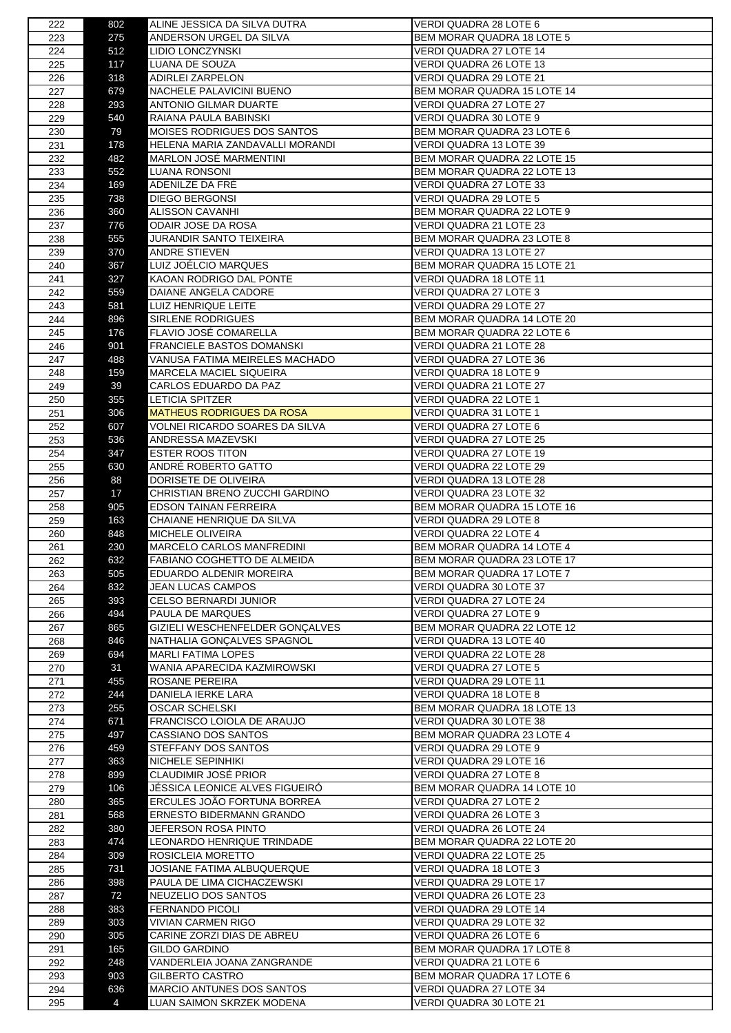| | | | |
|---|---|---|---|
| 222 | 802 | ALINE JESSICA DA SILVA DUTRA | VERDI QUADRA 28 LOTE 6 |
| 223 | 275 | ANDERSON URGEL DA SILVA | BEM MORAR QUADRA 18 LOTE 5 |
| 224 | 512 | LIDIO LONCZYNSKI | VERDI QUADRA 27 LOTE 14 |
| 225 | 117 | LUANA DE SOUZA | VERDI QUADRA 26 LOTE 13 |
| 226 | 318 | ADIRLEI ZARPELON | VERDI QUADRA 29 LOTE 21 |
| 227 | 679 | NACHELE PALAVICINI BUENO | BEM MORAR QUADRA 15 LOTE 14 |
| 228 | 293 | ANTONIO GILMAR DUARTE | VERDI QUADRA 27 LOTE 27 |
| 229 | 540 | RAIANA PAULA BABINSKI | VERDI QUADRA 30 LOTE 9 |
| 230 | 79 | MOISES RODRIGUES DOS SANTOS | BEM MORAR QUADRA 23 LOTE 6 |
| 231 | 178 | HELENA MARIA ZANDAVALLI MORANDI | VERDI QUADRA 13 LOTE 39 |
| 232 | 482 | MARLON JOSÉ MARMENTINI | BEM MORAR QUADRA 22 LOTE 15 |
| 233 | 552 | LUANA RONSONI | BEM MORAR QUADRA 22 LOTE 13 |
| 234 | 169 | ADENILZE DA FRÉ | VERDI QUADRA 27 LOTE 33 |
| 235 | 738 | DIEGO BERGONSI | VERDI QUADRA 29 LOTE 5 |
| 236 | 360 | ALISSON CAVANHI | BEM MORAR QUADRA 22 LOTE 9 |
| 237 | 776 | ODAIR JOSE DA ROSA | VERDI QUADRA 21 LOTE 23 |
| 238 | 555 | JURANDIR SANTO TEIXEIRA | BEM MORAR QUADRA 23 LOTE 8 |
| 239 | 370 | ANDRE STIEVEN | VERDI QUADRA 13 LOTE 27 |
| 240 | 367 | LUIZ JOÉLCIO MARQUES | BEM MORAR QUADRA 15 LOTE 21 |
| 241 | 327 | KAOAN RODRIGO DAL PONTE | VERDI QUADRA 18 LOTE 11 |
| 242 | 559 | DAIANE ANGELA CADORE | VERDI QUADRA 27 LOTE 3 |
| 243 | 581 | LUIZ HENRIQUE LEITE | VERDI QUADRA 29 LOTE 27 |
| 244 | 896 | SIRLENE RODRIGUES | BEM MORAR QUADRA 14 LOTE 20 |
| 245 | 176 | FLAVIO JOSÉ COMARELLA | BEM MORAR QUADRA 22 LOTE 6 |
| 246 | 901 | FRANCIELE BASTOS DOMANSKI | VERDI QUADRA 21 LOTE 28 |
| 247 | 488 | VANUSA FATIMA MEIRELES MACHADO | VERDI QUADRA 27 LOTE 36 |
| 248 | 159 | MARCELA MACIEL SIQUEIRA | VERDI QUADRA 18 LOTE 9 |
| 249 | 39 | CARLOS EDUARDO DA PAZ | VERDI QUADRA 21 LOTE 27 |
| 250 | 355 | LETICIA SPITZER | VERDI QUADRA 22 LOTE 1 |
| 251 | 306 | MATHEUS RODRIGUES DA ROSA | VERDI QUADRA 31 LOTE 1 |
| 252 | 607 | VOLNEI RICARDO SOARES DA SILVA | VERDI QUADRA 27 LOTE 6 |
| 253 | 536 | ANDRESSA MAZEVSKI | VERDI QUADRA 27 LOTE 25 |
| 254 | 347 | ESTER ROOS TITON | VERDI QUADRA 27 LOTE 19 |
| 255 | 630 | ANDRÉ ROBERTO GATTO | VERDI QUADRA 22 LOTE 29 |
| 256 | 88 | DORISETE DE OLIVEIRA | VERDI QUADRA 13 LOTE 28 |
| 257 | 17 | CHRISTIAN BRENO ZUCCHI GARDINO | VERDI QUADRA 23 LOTE 32 |
| 258 | 905 | EDSON TAINAN FERREIRA | BEM MORAR QUADRA 15 LOTE 16 |
| 259 | 163 | CHAIANE HENRIQUE DA SILVA | VERDI QUADRA 29 LOTE 8 |
| 260 | 848 | MICHELE OLIVEIRA | VERDI QUADRA 22 LOTE 4 |
| 261 | 230 | MARCELO CARLOS MANFREDINI | BEM MORAR QUADRA 14 LOTE 4 |
| 262 | 632 | FABIANO COGHETTO DE ALMEIDA | BEM MORAR QUADRA 23 LOTE 17 |
| 263 | 505 | EDUARDO ALDENIR MOREIRA | BEM MORAR QUADRA 17 LOTE 7 |
| 264 | 832 | JEAN LUCAS CAMPOS | VERDI QUADRA 30 LOTE 37 |
| 265 | 393 | CELSO BERNARDI JUNIOR | VERDI QUADRA 27 LOTE 24 |
| 266 | 494 | PAULA DE MARQUES | VERDI QUADRA 27 LOTE 9 |
| 267 | 865 | GIZIELI WESCHENFELDER GONÇALVES | BEM MORAR QUADRA 22 LOTE 12 |
| 268 | 846 | NATHALIA GONÇALVES SPAGNOL | VERDI QUADRA 13 LOTE 40 |
| 269 | 694 | MARLI FATIMA LOPES | VERDI QUADRA 22 LOTE 28 |
| 270 | 31 | WANIA APARECIDA KAZMIROWSKI | VERDI QUADRA 27 LOTE 5 |
| 271 | 455 | ROSANE PEREIRA | VERDI QUADRA 29 LOTE 11 |
| 272 | 244 | DANIELA IERKE LARA | VERDI QUADRA 18 LOTE 8 |
| 273 | 255 | OSCAR SCHELSKI | BEM MORAR QUADRA 18 LOTE 13 |
| 274 | 671 | FRANCISCO LOIOLA DE ARAUJO | VERDI QUADRA 30 LOTE 38 |
| 275 | 497 | CASSIANO DOS SANTOS | BEM MORAR QUADRA 23 LOTE 4 |
| 276 | 459 | STEFFANY DOS SANTOS | VERDI QUADRA 29 LOTE 9 |
| 277 | 363 | NICHELE SEPINHIKI | VERDI QUADRA 29 LOTE 16 |
| 278 | 899 | CLAUDIMIR JOSÉ PRIOR | VERDI QUADRA 27 LOTE 8 |
| 279 | 106 | JÉSSICA LEONICE ALVES FIGUEIRÓ | BEM MORAR QUADRA 14 LOTE 10 |
| 280 | 365 | ERCULES JOÃO FORTUNA BORREA | VERDI QUADRA 27 LOTE 2 |
| 281 | 568 | ERNESTO BIDERMANN GRANDO | VERDI QUADRA 26 LOTE 3 |
| 282 | 380 | JEFERSON ROSA PINTO | VERDI QUADRA 26 LOTE 24 |
| 283 | 474 | LEONARDO HENRIQUE TRINDADE | BEM MORAR QUADRA 22 LOTE 20 |
| 284 | 309 | ROSICLEIA MORETTO | VERDI QUADRA 22 LOTE 25 |
| 285 | 731 | JOSIANE FATIMA ALBUQUERQUE | VERDI QUADRA 18 LOTE 3 |
| 286 | 398 | PAULA DE LIMA CICHACZEWSKI | VERDI QUADRA 29 LOTE 17 |
| 287 | 72 | NEUZELIO DOS SANTOS | VERDI QUADRA 26 LOTE 23 |
| 288 | 383 | FERNANDO PICOLI | VERDI QUADRA 29 LOTE 14 |
| 289 | 303 | VIVIAN CARMEN RIGO | VERDI QUADRA 29 LOTE 32 |
| 290 | 305 | CARINE ZORZI DIAS DE ABREU | VERDI QUADRA 26 LOTE 6 |
| 291 | 165 | GILDO GARDINO | BEM MORAR QUADRA 17 LOTE 8 |
| 292 | 248 | VANDERLEIA JOANA ZANGRANDE | VERDI QUADRA 21 LOTE 6 |
| 293 | 903 | GILBERTO CASTRO | BEM MORAR QUADRA 17 LOTE 6 |
| 294 | 636 | MARCIO ANTUNES DOS SANTOS | VERDI QUADRA 27 LOTE 34 |
| 295 | 4 | LUAN SAIMON SKRZEK MODENA | VERDI QUADRA 30 LOTE 21 |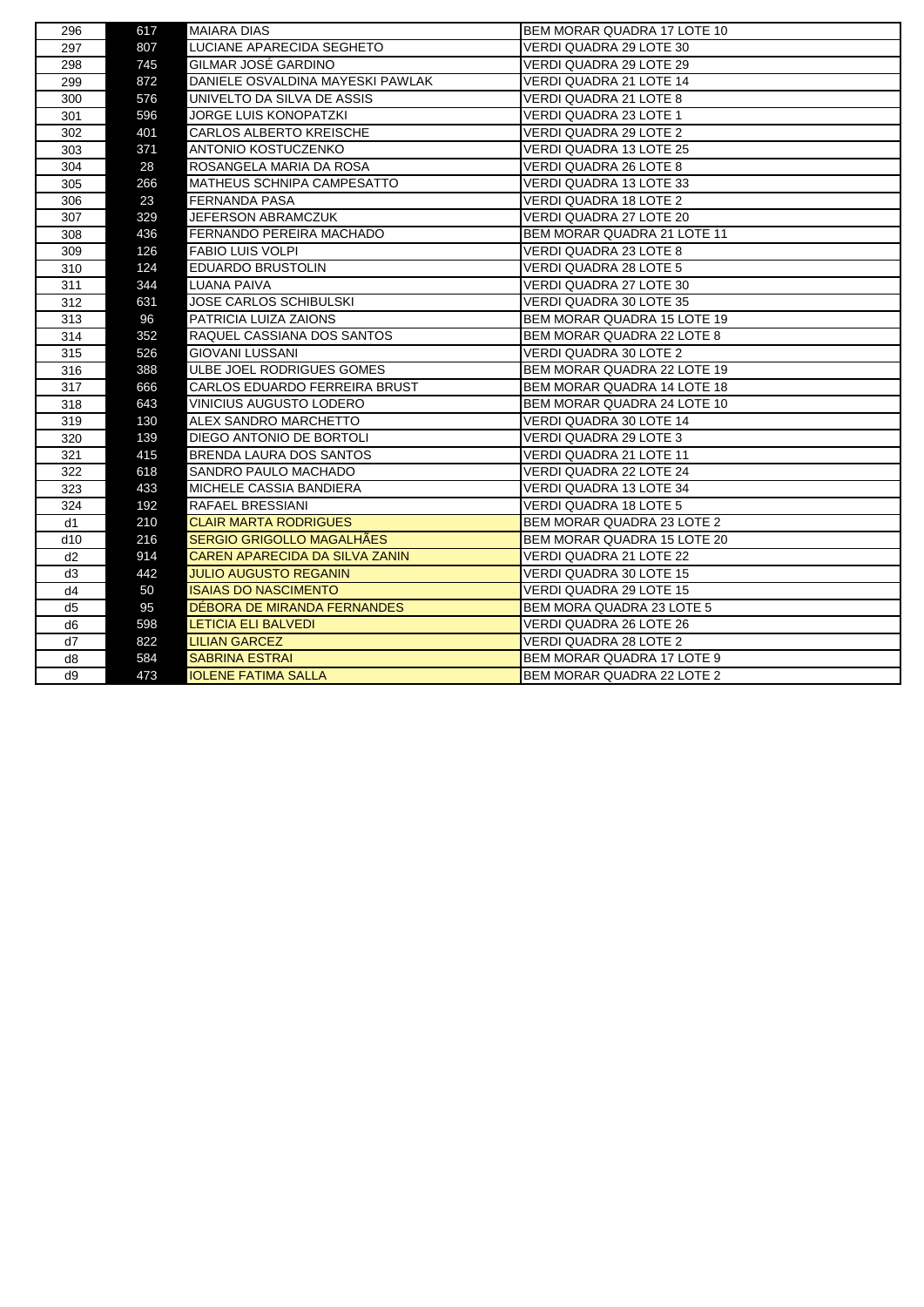| | | | |
|---|---|---|---|
| 296 | 617 | MAIARA DIAS | BEM MORAR QUADRA 17 LOTE 10 |
| 297 | 807 | LUCIANE APARECIDA SEGHETO | VERDI QUADRA 29 LOTE 30 |
| 298 | 745 | GILMAR JOSÉ GARDINO | VERDI QUADRA 29 LOTE 29 |
| 299 | 872 | DANIELE OSVALDINA MAYESKI PAWLAK | VERDI QUADRA 21 LOTE 14 |
| 300 | 576 | UNIVELTO DA SILVA DE ASSIS | VERDI QUADRA 21 LOTE 8 |
| 301 | 596 | JORGE LUIS KONOPATZKI | VERDI QUADRA 23 LOTE 1 |
| 302 | 401 | CARLOS ALBERTO KREISCHE | VERDI QUADRA 29 LOTE 2 |
| 303 | 371 | ANTONIO KOSTUCZENKO | VERDI QUADRA 13 LOTE 25 |
| 304 | 28 | ROSANGELA MARIA DA ROSA | VERDI QUADRA 26 LOTE 8 |
| 305 | 266 | MATHEUS SCHNIPA CAMPESATTO | VERDI QUADRA 13 LOTE 33 |
| 306 | 23 | FERNANDA PASA | VERDI QUADRA 18 LOTE 2 |
| 307 | 329 | JEFERSON ABRAMCZUK | VERDI QUADRA 27 LOTE 20 |
| 308 | 436 | FERNANDO PEREIRA MACHADO | BEM MORAR QUADRA 21 LOTE 11 |
| 309 | 126 | FABIO LUIS VOLPI | VERDI QUADRA 23 LOTE 8 |
| 310 | 124 | EDUARDO BRUSTOLIN | VERDI QUADRA 28 LOTE 5 |
| 311 | 344 | LUANA PAIVA | VERDI QUADRA 27 LOTE 30 |
| 312 | 631 | JOSE CARLOS SCHIBULSKI | VERDI QUADRA 30 LOTE 35 |
| 313 | 96 | PATRICIA LUIZA ZAIONS | BEM MORAR QUADRA 15 LOTE 19 |
| 314 | 352 | RAQUEL CASSIANA DOS SANTOS | BEM MORAR QUADRA 22 LOTE 8 |
| 315 | 526 | GIOVANI LUSSANI | VERDI QUADRA 30 LOTE 2 |
| 316 | 388 | ULBE JOEL RODRIGUES GOMES | BEM MORAR QUADRA 22 LOTE 19 |
| 317 | 666 | CARLOS EDUARDO FERREIRA BRUST | BEM MORAR QUADRA 14 LOTE 18 |
| 318 | 643 | VINICIUS AUGUSTO LODERO | BEM MORAR QUADRA 24 LOTE 10 |
| 319 | 130 | ALEX SANDRO MARCHETTO | VERDI QUADRA 30 LOTE 14 |
| 320 | 139 | DIEGO ANTONIO DE BORTOLI | VERDI QUADRA 29 LOTE 3 |
| 321 | 415 | BRENDA LAURA DOS SANTOS | VERDI QUADRA 21 LOTE 11 |
| 322 | 618 | SANDRO PAULO MACHADO | VERDI QUADRA 22 LOTE 24 |
| 323 | 433 | MICHELE CASSIA BANDIERA | VERDI QUADRA 13 LOTE 34 |
| 324 | 192 | RAFAEL BRESSIANI | VERDI QUADRA 18 LOTE 5 |
| d1 | 210 | CLAIR MARTA RODRIGUES | BEM MORAR QUADRA 23 LOTE 2 |
| d10 | 216 | SERGIO GRIGOLLO MAGALHÃES | BEM MORAR QUADRA 15 LOTE 20 |
| d2 | 914 | CAREN APARECIDA DA SILVA ZANIN | VERDI QUADRA 21 LOTE 22 |
| d3 | 442 | JULIO AUGUSTO REGANIN | VERDI QUADRA 30 LOTE 15 |
| d4 | 50 | ISAIAS DO NASCIMENTO | VERDI QUADRA 29 LOTE 15 |
| d5 | 95 | DÉBORA DE MIRANDA FERNANDES | BEM MORA QUADRA 23 LOTE 5 |
| d6 | 598 | LETICIA ELI BALVEDI | VERDI QUADRA 26 LOTE 26 |
| d7 | 822 | LILIAN GARCEZ | VERDI QUADRA 28 LOTE 2 |
| d8 | 584 | SABRINA ESTRAI | BEM MORAR QUADRA 17 LOTE 9 |
| d9 | 473 | IOLENE FATIMA SALLA | BEM MORAR QUADRA 22 LOTE 2 |